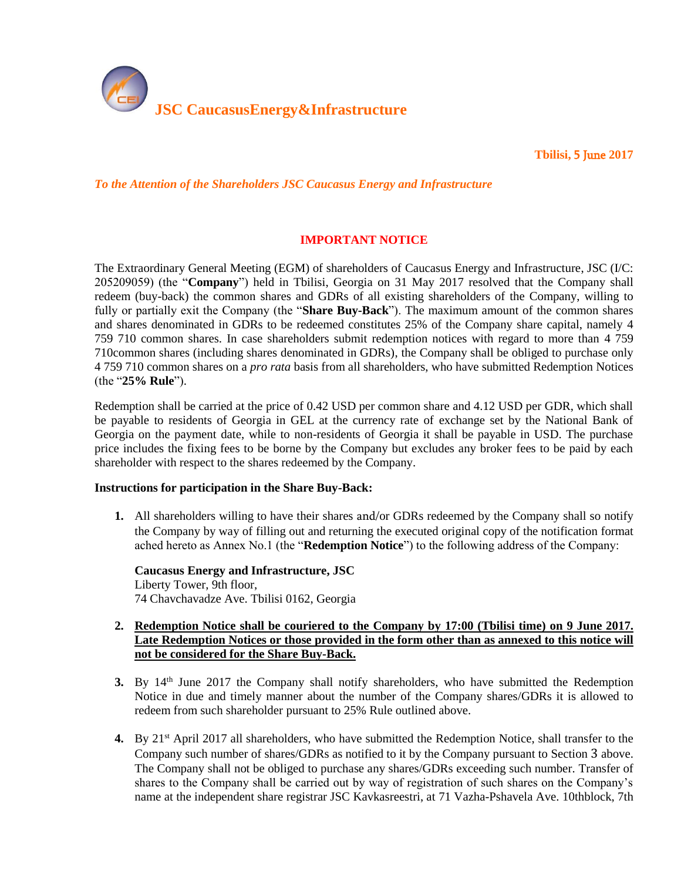# JSC CaucasusEnergy&Infrastructure

**Tbilisi, 5 June 2017**

*To the Attention of the Shareholders JSC Caucasus Energy and Infrastructure*

## IMPORTANT NOTICE

The Extraordinary General Meeting (EGM) of shareholders of Caucasus Energy and Infrastructure, JSC (I/C: 205209059) (the "**Company**") held in Tbilisi, Georgia on 31 May 2017 resolved that the Company shall redeem (buy-back) the common shares and GDRs of all existing shareholders of the Company, willing to fully or partially exit the Company (the "**Share Buy-Back**"). The maximum amount of the common shares and shares denominated in GDRs to be redeemed constitutes 25% of the Company share capital, namely 4 759 710 common shares. In case shareholders submit redemption notices with regard to more than 4 759 710common shares (including shares denominated in GDRs), the Company shall be obliged to purchase only 4 759 710 common shares on a *pro rata* basis from all shareholders, who have submitted Redemption Notices (the "**25% Rule**").

Redemption shall be carried at the price of 0.42 USD per common share and 4.12 USD per GDR, which shall be payable to residents of Georgia in GEL at the currency rate of exchange set by the National Bank of Georgia on the payment date, while to non-residents of Georgia it shall be payable in USD. The purchase price includes the fixing fees to be borne by the Company but excludes any broker fees to be paid by each shareholder with respect to the shares redeemed by the Company.

**Instructions for participation in the Share Buy-Back:**

1. All shareholders willing to have their shares and/or GDRs redeemed by the Company shall so notify the Company by way of filling out and returning the executed original copy of the notification format ached hereto as Annex No.1 (the "**Redemption Notice**") to the following address of the Company:

   **Caucasus Energy and Infrastructure, JSC**
   Liberty Tower, 9th floor,
   74 Chavchavadze Ave. Tbilisi 0162, Georgia

2. **Redemption Notice shall be couriered to the Company by 17:00 (Tbilisi time) on 9 June 2017. Late Redemption Notices or those provided in the form other than as annexed to this notice will not be considered for the Share Buy-Back.**

3. By 14th June 2017 the Company shall notify shareholders, who have submitted the Redemption Notice in due and timely manner about the number of the Company shares/GDRs it is allowed to redeem from such shareholder pursuant to 25% Rule outlined above.

4. By 21st April 2017 all shareholders, who have submitted the Redemption Notice, shall transfer to the Company such number of shares/GDRs as notified to it by the Company pursuant to Section 3 above. The Company shall not be obliged to purchase any shares/GDRs exceeding such number. Transfer of shares to the Company shall be carried out by way of registration of such shares on the Company's name at the independent share registrar JSC Kavkasreestri, at 71 Vazha-Pshavela Ave. 10thblock, 7th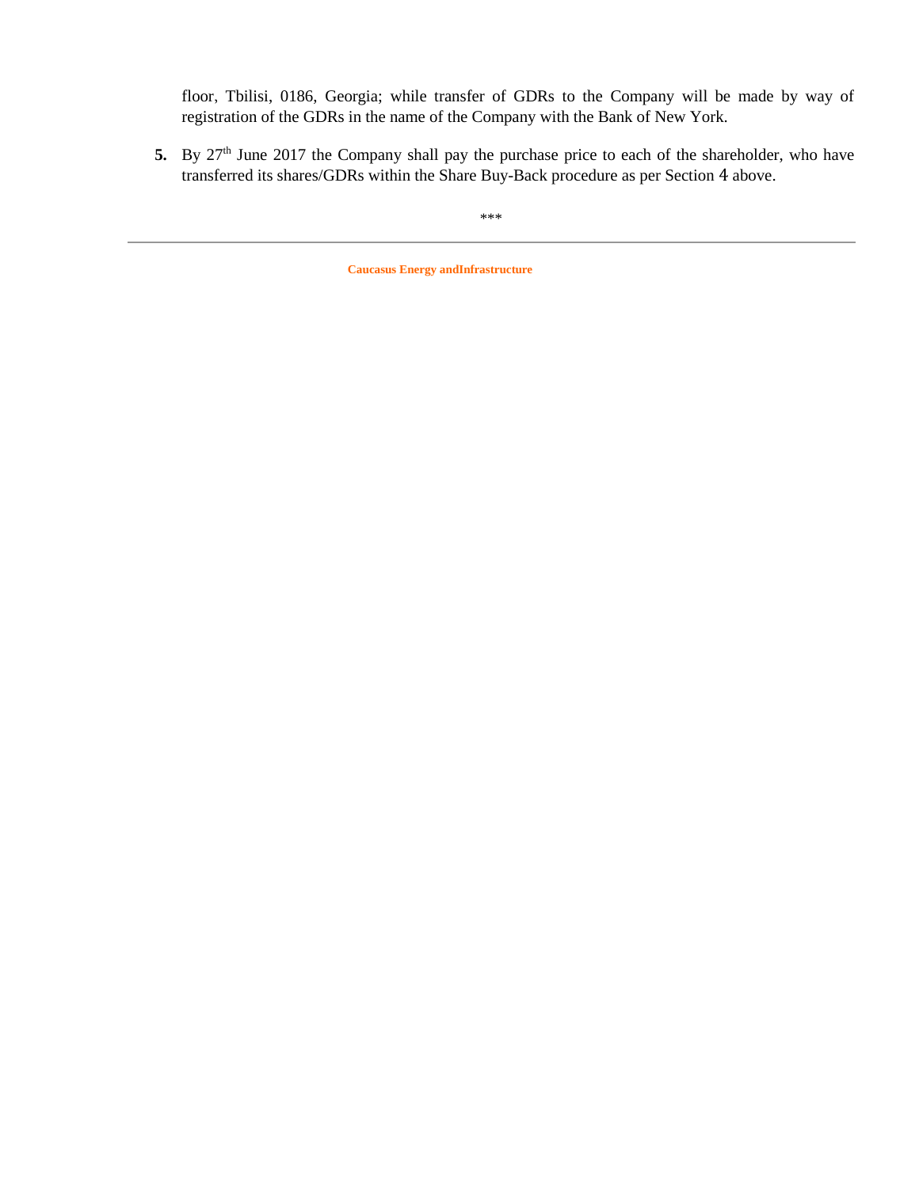floor, Tbilisi, 0186, Georgia; while transfer of GDRs to the Company will be made by way of registration of the GDRs in the name of the Company with the Bank of New York.

5. By 27th June 2017 the Company shall pay the purchase price to each of the shareholder, who have transferred its shares/GDRs within the Share Buy-Back procedure as per Section 4 above.

***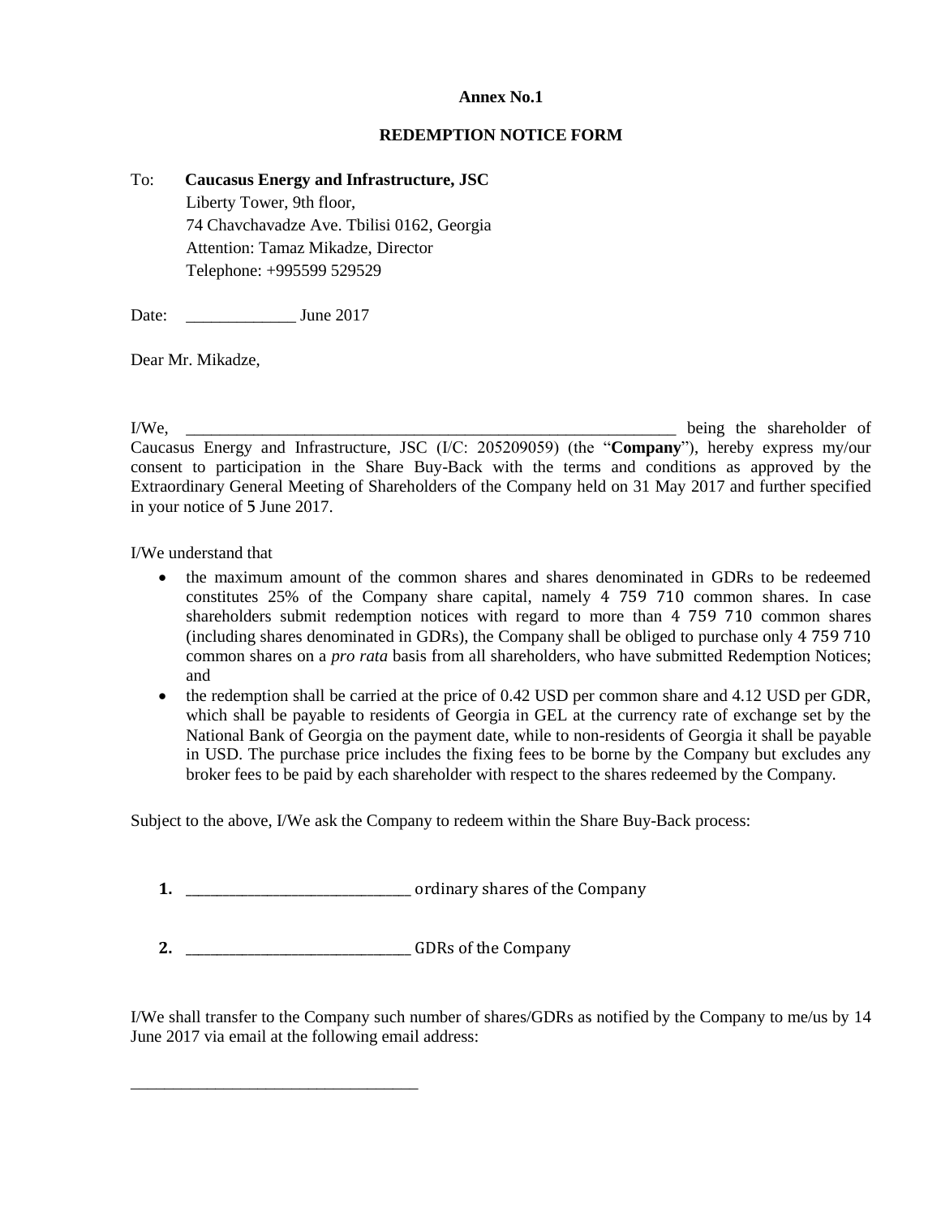**Annex No.1**

**REDEMPTION NOTICE FORM**

To: **Caucasus Energy and Infrastructure, JSC**
Liberty Tower, 9th floor,
74 Chavchavadze Ave. Tbilisi 0162, Georgia
Attention: Tamaz Mikadze, Director
Telephone: +995599 529529

Date: _____________ June 2017

Dear Mr. Mikadze,

I/We, ____________________________________________________________ being the shareholder of Caucasus Energy and Infrastructure, JSC (I/C: 205209059) (the "**Company**"), hereby express my/our consent to participation in the Share Buy-Back with the terms and conditions as approved by the Extraordinary General Meeting of Shareholders of the Company held on 31 May 2017 and further specified in your notice of 5 June 2017.

I/We understand that

- the maximum amount of the common shares and shares denominated in GDRs to be redeemed constitutes 25% of the Company share capital, namely 4 759 710 common shares. In case shareholders submit redemption notices with regard to more than 4 759 710 common shares (including shares denominated in GDRs), the Company shall be obliged to purchase only 4 759 710 common shares on a *pro rata* basis from all shareholders, who have submitted Redemption Notices; and
- the redemption shall be carried at the price of 0.42 USD per common share and 4.12 USD per GDR, which shall be payable to residents of Georgia in GEL at the currency rate of exchange set by the National Bank of Georgia on the payment date, while to non-residents of Georgia it shall be payable in USD. The purchase price includes the fixing fees to be borne by the Company but excludes any broker fees to be paid by each shareholder with respect to the shares redeemed by the Company.

Subject to the above, I/We ask the Company to redeem within the Share Buy-Back process:

1. ______________________________ ordinary shares of the Company

2. ______________________________ GDRs of the Company

I/We shall transfer to the Company such number of shares/GDRs as notified by the Company to me/us by 14 June 2017 via email at the following email address:

___________________________________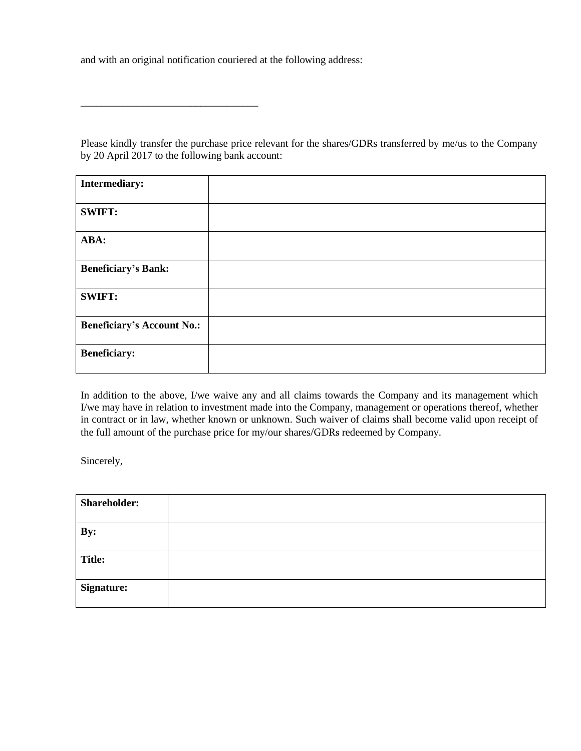and with an original notification couriered at the following address:

___________________________________

Please kindly transfer the purchase price relevant for the shares/GDRs transferred by me/us to the Company by 20 April 2017 to the following bank account:

| | |
|---|---|
| **Intermediary:** | |
| **SWIFT:** | |
| **ABA:** | |
| **Beneficiary's Bank:** | |
| **SWIFT:** | |
| **Beneficiary's Account No.:** | |
| **Beneficiary:** | |

In addition to the above, I/we waive any and all claims towards the Company and its management which I/we may have in relation to investment made into the Company, management or operations thereof, whether in contract or in law, whether known or unknown. Such waiver of claims shall become valid upon receipt of the full amount of the purchase price for my/our shares/GDRs redeemed by Company.

Sincerely,

| | |
|---|---|
| **Shareholder:** | |
| **By:** | |
| **Title:** | |
| **Signature:** | |